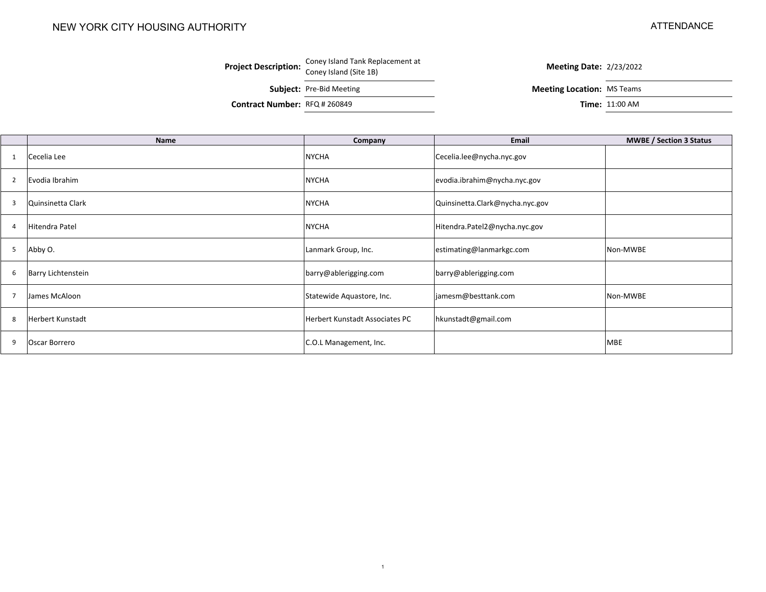NEW YORK CITY HOUSING AUTHORITY

ATTENDANCE

| | | | |
|---|---|---|---|
| **Project Description:** | Coney Island Tank Replacement at Coney Island (Site 1B) | **Meeting Date:** | 2/23/2022 |
| **Subject:** | Pre-Bid Meeting | **Meeting Location:** | MS Teams |
| **Contract Number:** | RFQ # 260849 | **Time:** | 11:00 AM |

| | Name | Company | Email | MWBE / Section 3 Status |
|---|---|---|---|---|
| 1 | Cecelia Lee | NYCHA | Cecelia.lee@nycha.nyc.gov | |
| 2 | Evodia Ibrahim | NYCHA | evodia.ibrahim@nycha.nyc.gov | |
| 3 | Quinsinetta Clark | NYCHA | Quinsinetta.Clark@nycha.nyc.gov | |
| 4 | Hitendra Patel | NYCHA | Hitendra.Patel2@nycha.nyc.gov | |
| 5 | Abby O. | Lanmark Group, Inc. | estimating@lanmarkgc.com | Non-MWBE |
| 6 | Barry Lichtenstein | barry@ablerigging.com | barry@ablerigging.com | |
| 7 | James McAloon | Statewide Aquastore, Inc. | jamesm@besttank.com | Non-MWBE |
| 8 | Herbert Kunstadt | Herbert Kunstadt Associates PC | hkunstadt@gmail.com | |
| 9 | Oscar Borrero | C.O.L Management, Inc. | | MBE |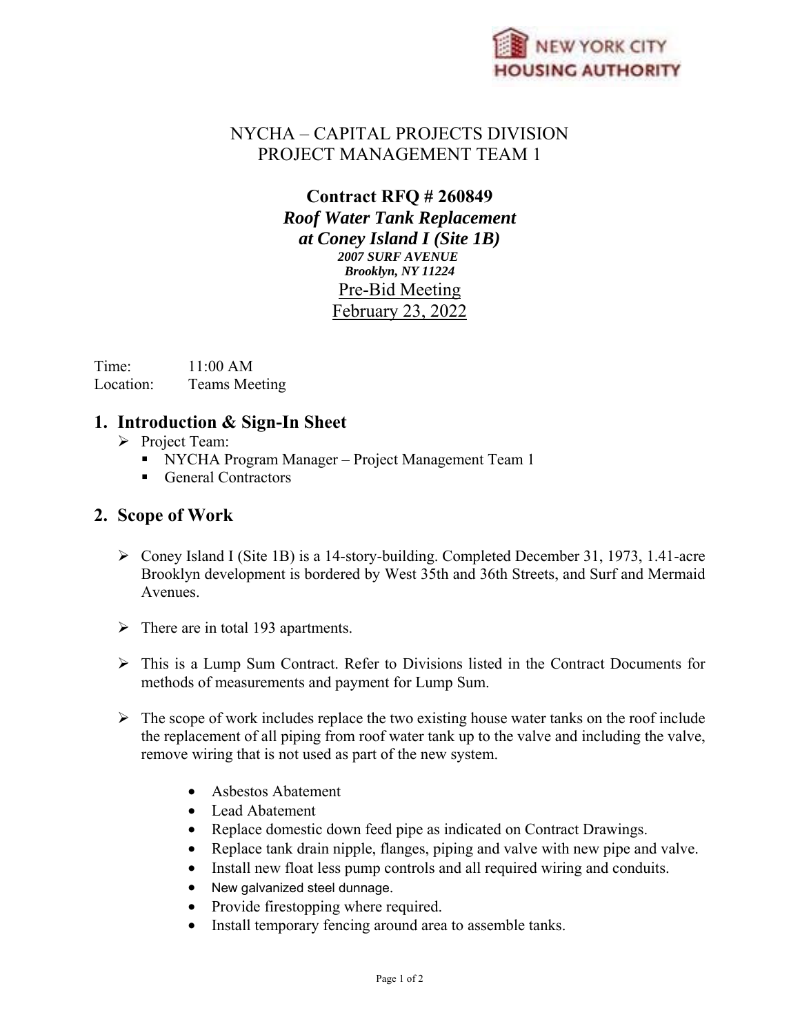NEW YORK CITY HOUSING AUTHORITY

NYCHA – CAPITAL PROJECTS DIVISION
PROJECT MANAGEMENT TEAM 1

**Contract RFQ # 260849**
***Roof Water Tank Replacement***
***at Coney Island I (Site 1B)***
***2007 SURF AVENUE***
***Brooklyn, NY 11224***
Pre-Bid Meeting
February 23, 2022

Time: 11:00 AM
Location: Teams Meeting

## 1. Introduction & Sign-In Sheet

- Project Team:
  - NYCHA Program Manager – Project Management Team 1
  - General Contractors

## 2. Scope of Work

- Coney Island I (Site 1B) is a 14-story-building. Completed December 31, 1973, 1.41-acre Brooklyn development is bordered by West 35th and 36th Streets, and Surf and Mermaid Avenues.

- There are in total 193 apartments.

- This is a Lump Sum Contract. Refer to Divisions listed in the Contract Documents for methods of measurements and payment for Lump Sum.

- The scope of work includes replace the two existing house water tanks on the roof include the replacement of all piping from roof water tank up to the valve and including the valve, remove wiring that is not used as part of the new system.

  - Asbestos Abatement
  - Lead Abatement
  - Replace domestic down feed pipe as indicated on Contract Drawings.
  - Replace tank drain nipple, flanges, piping and valve with new pipe and valve.
  - Install new float less pump controls and all required wiring and conduits.
  - New galvanized steel dunnage.
  - Provide firestopping where required.
  - Install temporary fencing around area to assemble tanks.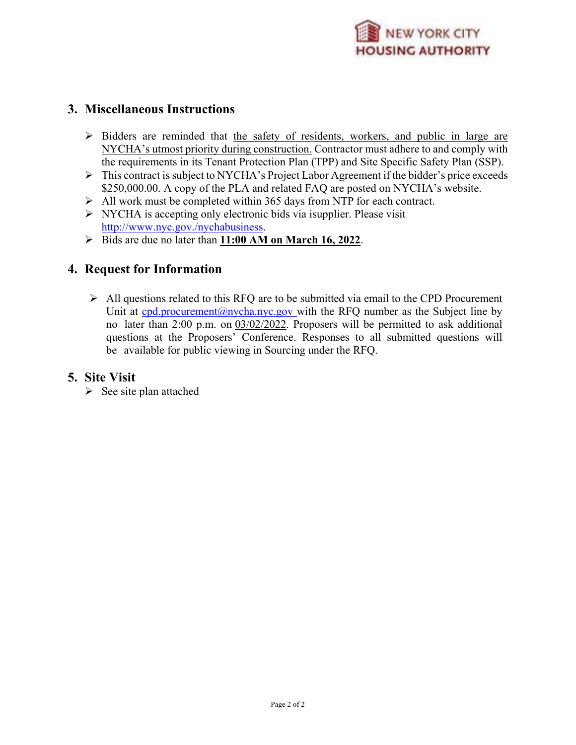## 3. Miscellaneous Instructions

- Bidders are reminded that the safety of residents, workers, and public in large are NYCHA's utmost priority during construction. Contractor must adhere to and comply with the requirements in its Tenant Protection Plan (TPP) and Site Specific Safety Plan (SSP).
- This contract is subject to NYCHA's Project Labor Agreement if the bidder's price exceeds $250,000.00. A copy of the PLA and related FAQ are posted on NYCHA's website.
- All work must be completed within 365 days from NTP for each contract.
- NYCHA is accepting only electronic bids via isupplier. Please visit http://www.nyc.gov./nychabusiness.
- Bids are due no later than **11:00 AM on March 16, 2022**.

## 4. Request for Information

- All questions related to this RFQ are to be submitted via email to the CPD Procurement Unit at cpd.procurement@nycha.nyc.gov with the RFQ number as the Subject line by no later than 2:00 p.m. on 03/02/2022. Proposers will be permitted to ask additional questions at the Proposers' Conference. Responses to all submitted questions will be available for public viewing in Sourcing under the RFQ.

## 5. Site Visit

- See site plan attached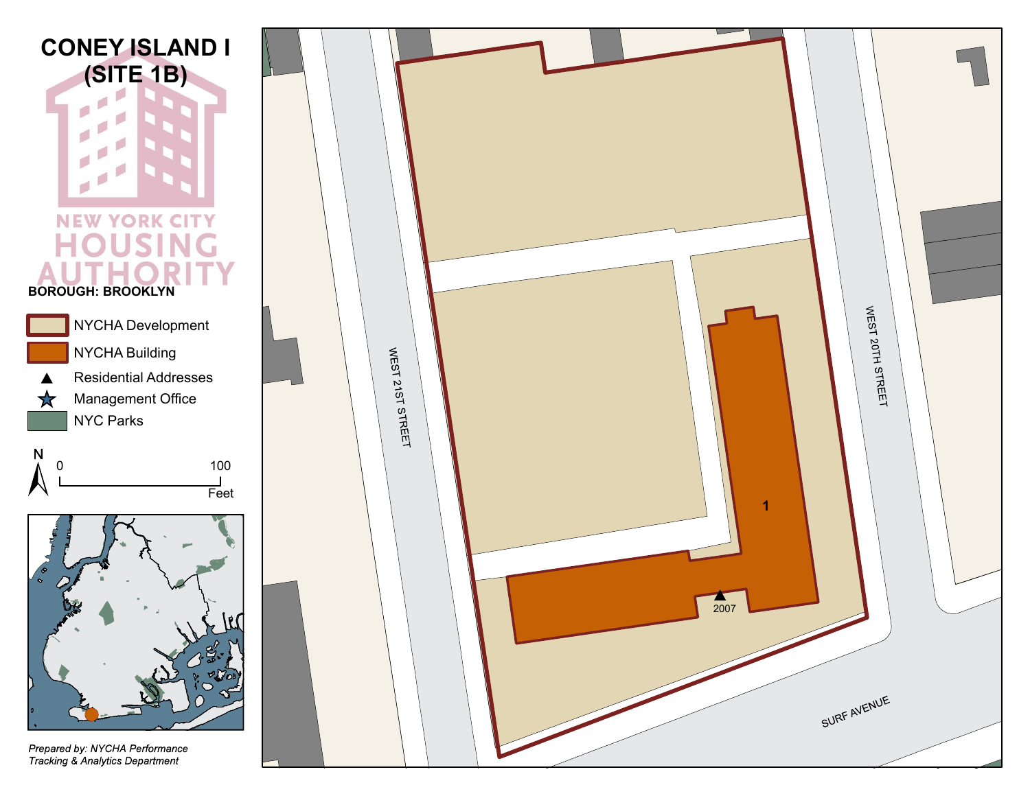# CONEY ISLAND I (SITE 1B)

NEW YORK CITY HOUSING AUTHORITY

**BOROUGH: BROOKLYN**

- NYCHA Development
- NYCHA Building
- Residential Addresses
- Management Office
- NYC Parks

N

0 100 Feet

WEST 21ST STREET

WEST 20TH STREET

SURF AVENUE

1

2007

*Prepared by: NYCHA Performance Tracking & Analytics Department*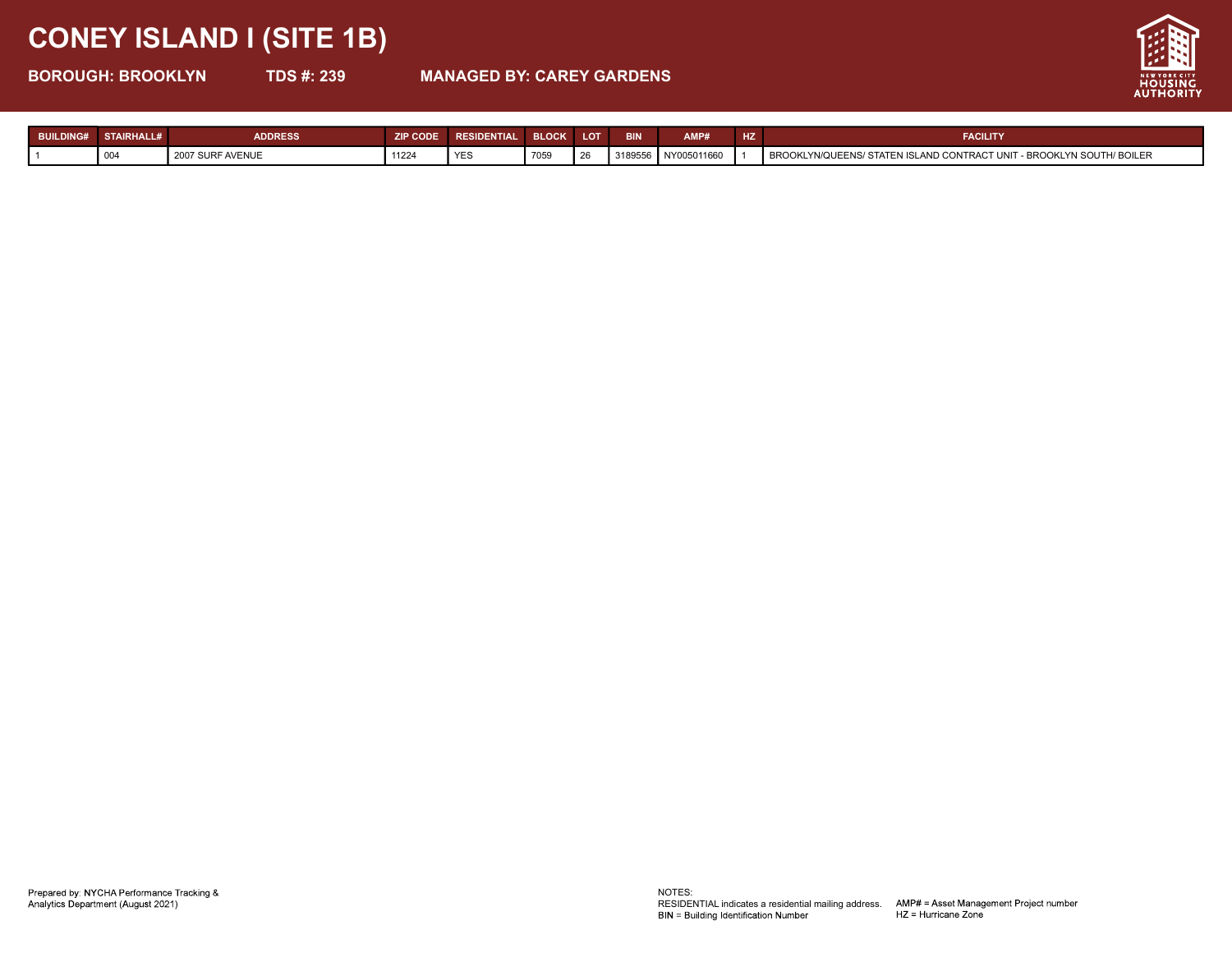# CONEY ISLAND I (SITE 1B)

**BOROUGH: BROOKLYN** **TDS #: 239** **MANAGED BY: CAREY GARDENS**

| BUILDING# | STAIRHALL# | ADDRESS | ZIP CODE | RESIDENTIAL | BLOCK | LOT | BIN | AMP# | HZ | FACILITY |
|---|---|---|---|---|---|---|---|---|---|---|
| 1 | 004 | 2007 SURF AVENUE | 11224 | YES | 7059 | 26 | 3189556 | NY005011660 | 1 | BROOKLYN/QUEENS/ STATEN ISLAND CONTRACT UNIT - BROOKLYN SOUTH/ BOILER |

Prepared by: NYCHA Performance Tracking & Analytics Department (August 2021)

NOTES:
RESIDENTIAL indicates a residential mailing address.
BIN = Building Identification Number
AMP# = Asset Management Project number
HZ = Hurricane Zone